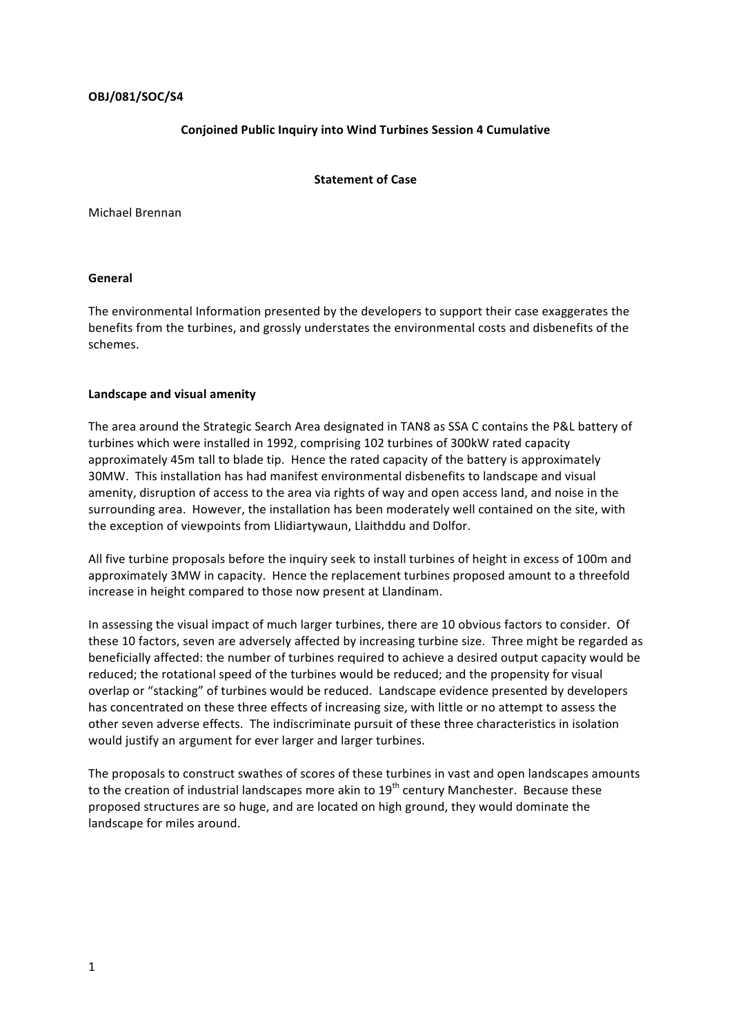**OBJ/081/SOC/S4**

**Conjoined Public Inquiry into Wind Turbines Session 4 Cumulative**

**Statement of Case**

Michael Brennan

**General**

The environmental Information presented by the developers to support their case exaggerates the benefits from the turbines, and grossly understates the environmental costs and disbenefits of the schemes.

**Landscape and visual amenity**

The area around the Strategic Search Area designated in TAN8 as SSA C contains the P&L battery of turbines which were installed in 1992, comprising 102 turbines of 300kW rated capacity approximately 45m tall to blade tip. Hence the rated capacity of the battery is approximately 30MW. This installation has had manifest environmental disbenefits to landscape and visual amenity, disruption of access to the area via rights of way and open access land, and noise in the surrounding area. However, the installation has been moderately well contained on the site, with the exception of viewpoints from Llidiartywaun, Llaithddu and Dolfor.

All five turbine proposals before the inquiry seek to install turbines of height in excess of 100m and approximately 3MW in capacity. Hence the replacement turbines proposed amount to a threefold increase in height compared to those now present at Llandinam.

In assessing the visual impact of much larger turbines, there are 10 obvious factors to consider. Of these 10 factors, seven are adversely affected by increasing turbine size. Three might be regarded as beneficially affected: the number of turbines required to achieve a desired output capacity would be reduced; the rotational speed of the turbines would be reduced; and the propensity for visual overlap or "stacking" of turbines would be reduced. Landscape evidence presented by developers has concentrated on these three effects of increasing size, with little or no attempt to assess the other seven adverse effects. The indiscriminate pursuit of these three characteristics in isolation would justify an argument for ever larger and larger turbines.

The proposals to construct swathes of scores of these turbines in vast and open landscapes amounts to the creation of industrial landscapes more akin to 19th century Manchester. Because these proposed structures are so huge, and are located on high ground, they would dominate the landscape for miles around.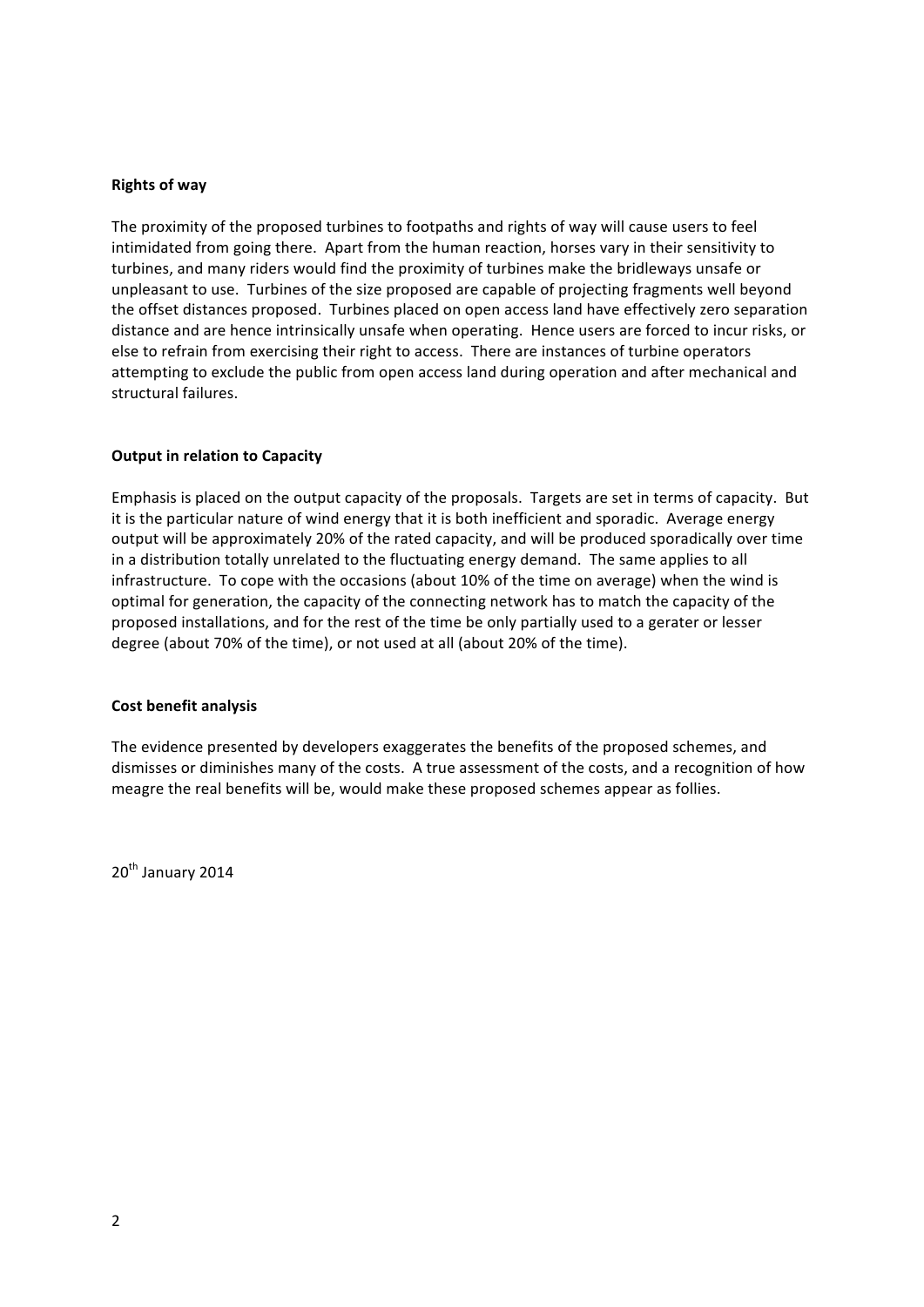**Rights of way**

The proximity of the proposed turbines to footpaths and rights of way will cause users to feel intimidated from going there. Apart from the human reaction, horses vary in their sensitivity to turbines, and many riders would find the proximity of turbines make the bridleways unsafe or unpleasant to use. Turbines of the size proposed are capable of projecting fragments well beyond the offset distances proposed. Turbines placed on open access land have effectively zero separation distance and are hence intrinsically unsafe when operating. Hence users are forced to incur risks, or else to refrain from exercising their right to access. There are instances of turbine operators attempting to exclude the public from open access land during operation and after mechanical and structural failures.

**Output in relation to Capacity**

Emphasis is placed on the output capacity of the proposals. Targets are set in terms of capacity. But it is the particular nature of wind energy that it is both inefficient and sporadic. Average energy output will be approximately 20% of the rated capacity, and will be produced sporadically over time in a distribution totally unrelated to the fluctuating energy demand. The same applies to all infrastructure. To cope with the occasions (about 10% of the time on average) when the wind is optimal for generation, the capacity of the connecting network has to match the capacity of the proposed installations, and for the rest of the time be only partially used to a gerater or lesser degree (about 70% of the time), or not used at all (about 20% of the time).

**Cost benefit analysis**

The evidence presented by developers exaggerates the benefits of the proposed schemes, and dismisses or diminishes many of the costs. A true assessment of the costs, and a recognition of how meagre the real benefits will be, would make these proposed schemes appear as follies.

20th January 2014